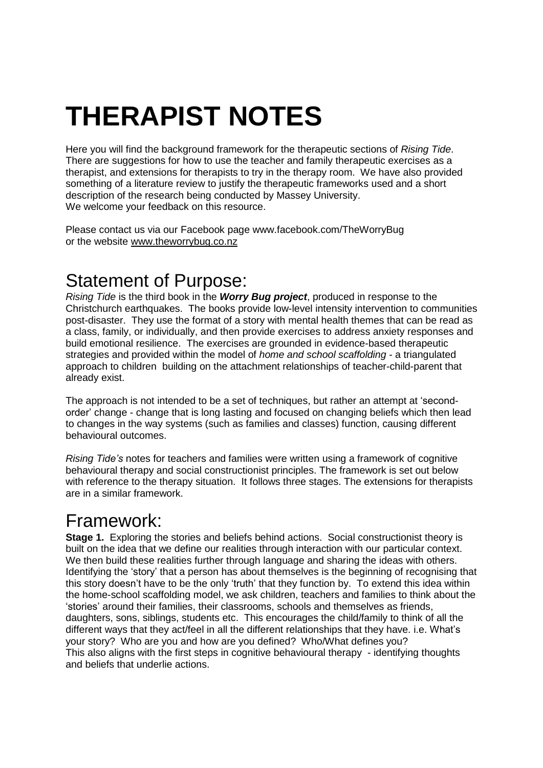# THERAPIST NOTES

Here you will find the background framework for the therapeutic sections of *Rising Tide*. There are suggestions for how to use the teacher and family therapeutic exercises as a therapist, and extensions for therapists to try in the therapy room. We have also provided something of a literature review to justify the therapeutic frameworks used and a short description of the research being conducted by Massey University.
We welcome your feedback on this resource.

Please contact us via our Facebook page www.facebook.com/TheWorryBug
or the website www.theworrybug.co.nz

## Statement of Purpose:

*Rising Tide* is the third book in the ***Worry Bug project***, produced in response to the Christchurch earthquakes. The books provide low-level intensity intervention to communities post-disaster. They use the format of a story with mental health themes that can be read as a class, family, or individually, and then provide exercises to address anxiety responses and build emotional resilience. The exercises are grounded in evidence-based therapeutic strategies and provided within the model of *home and school scaffolding* - a triangulated approach to children building on the attachment relationships of teacher-child-parent that already exist.

The approach is not intended to be a set of techniques, but rather an attempt at 'second-order' change - change that is long lasting and focused on changing beliefs which then lead to changes in the way systems (such as families and classes) function, causing different behavioural outcomes.

*Rising Tide's* notes for teachers and families were written using a framework of cognitive behavioural therapy and social constructionist principles. The framework is set out below with reference to the therapy situation. It follows three stages. The extensions for therapists are in a similar framework.

## Framework:

**Stage 1.** Exploring the stories and beliefs behind actions. Social constructionist theory is built on the idea that we define our realities through interaction with our particular context. We then build these realities further through language and sharing the ideas with others. Identifying the 'story' that a person has about themselves is the beginning of recognising that this story doesn't have to be the only 'truth' that they function by. To extend this idea within the home-school scaffolding model, we ask children, teachers and families to think about the 'stories' around their families, their classrooms, schools and themselves as friends, daughters, sons, siblings, students etc. This encourages the child/family to think of all the different ways that they act/feel in all the different relationships that they have. i.e. What's your story? Who are you and how are you defined? Who/What defines you?
This also aligns with the first steps in cognitive behavioural therapy - identifying thoughts and beliefs that underlie actions.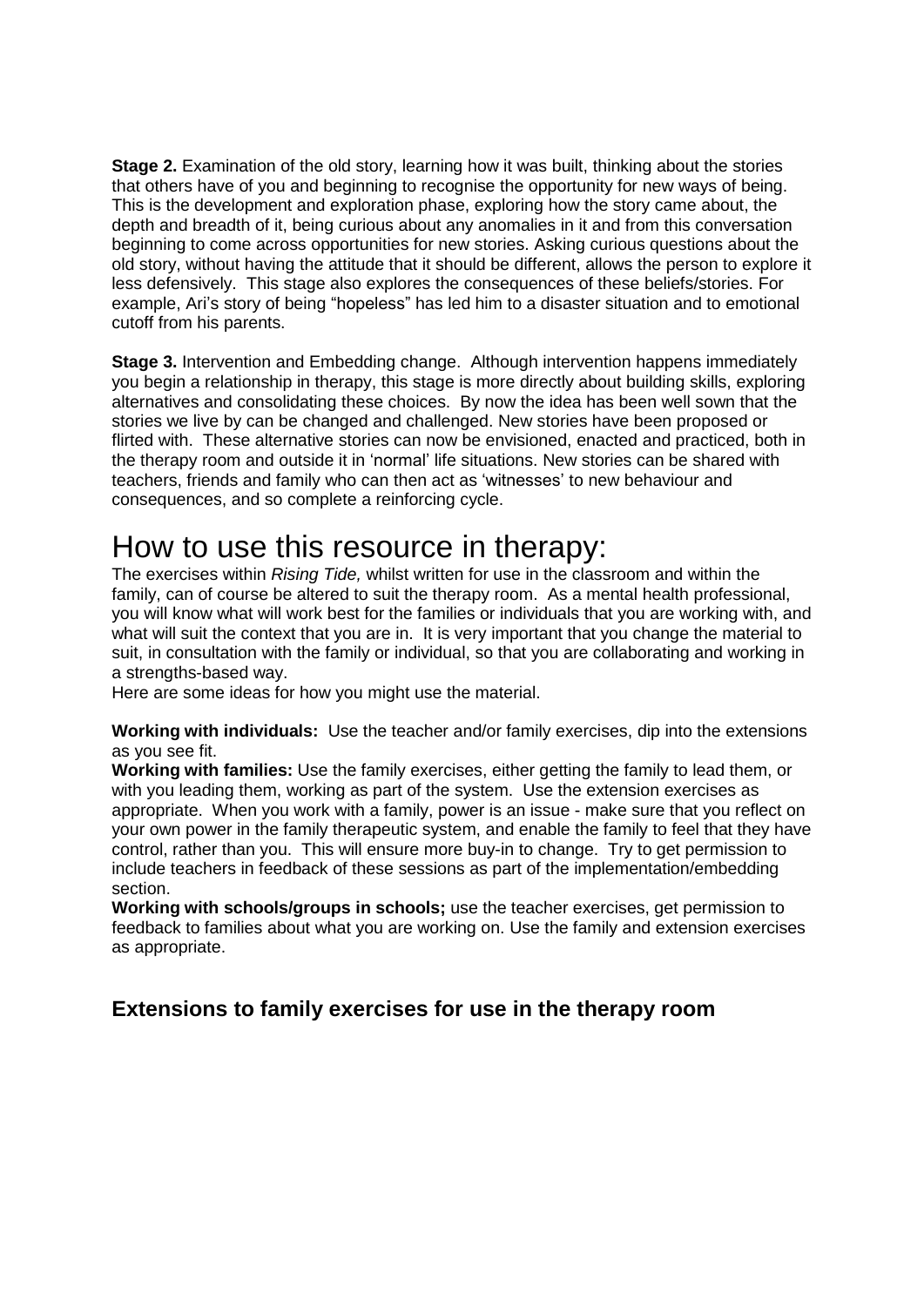**Stage 2.** Examination of the old story, learning how it was built, thinking about the stories that others have of you and beginning to recognise the opportunity for new ways of being. This is the development and exploration phase, exploring how the story came about, the depth and breadth of it, being curious about any anomalies in it and from this conversation beginning to come across opportunities for new stories. Asking curious questions about the old story, without having the attitude that it should be different, allows the person to explore it less defensively. This stage also explores the consequences of these beliefs/stories. For example, Ari's story of being "hopeless" has led him to a disaster situation and to emotional cutoff from his parents.

**Stage 3.** Intervention and Embedding change. Although intervention happens immediately you begin a relationship in therapy, this stage is more directly about building skills, exploring alternatives and consolidating these choices. By now the idea has been well sown that the stories we live by can be changed and challenged. New stories have been proposed or flirted with. These alternative stories can now be envisioned, enacted and practiced, both in the therapy room and outside it in 'normal' life situations. New stories can be shared with teachers, friends and family who can then act as 'witnesses' to new behaviour and consequences, and so complete a reinforcing cycle.

# How to use this resource in therapy:

The exercises within *Rising Tide,* whilst written for use in the classroom and within the family, can of course be altered to suit the therapy room. As a mental health professional, you will know what will work best for the families or individuals that you are working with, and what will suit the context that you are in. It is very important that you change the material to suit, in consultation with the family or individual, so that you are collaborating and working in a strengths-based way.

Here are some ideas for how you might use the material.

**Working with individuals:** Use the teacher and/or family exercises, dip into the extensions as you see fit.

**Working with families:** Use the family exercises, either getting the family to lead them, or with you leading them, working as part of the system. Use the extension exercises as appropriate. When you work with a family, power is an issue - make sure that you reflect on your own power in the family therapeutic system, and enable the family to feel that they have control, rather than you. This will ensure more buy-in to change. Try to get permission to include teachers in feedback of these sessions as part of the implementation/embedding section.

**Working with schools/groups in schools;** use the teacher exercises, get permission to feedback to families about what you are working on. Use the family and extension exercises as appropriate.

## Extensions to family exercises for use in the therapy room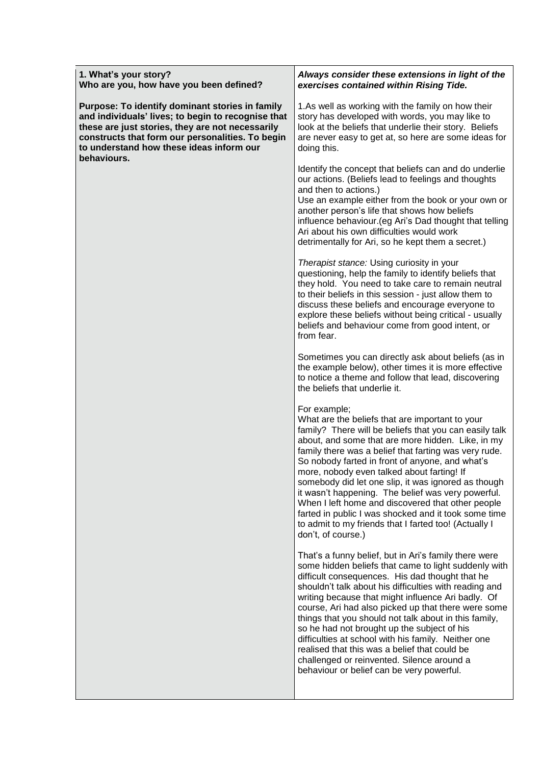| **1. What's your story?**<br>**Who are you, how have you been defined?**<br><br>**Purpose: To identify dominant stories in family and individuals' lives; to begin to recognise that these are just stories, they are not necessarily constructs that form our personalities. To begin to understand how these ideas inform our behaviours.** | ***Always consider these extensions in light of the exercises contained within Rising Tide.***<br><br>1.As well as working with the family on how their story has developed with words, you may like to look at the beliefs that underlie their story. Beliefs are never easy to get at, so here are some ideas for doing this.<br><br>Identify the concept that beliefs can and do underlie our actions. (Beliefs lead to feelings and thoughts and then to actions.)<br>Use an example either from the book or your own or another person's life that shows how beliefs influence behaviour.(eg Ari's Dad thought that telling Ari about his own difficulties would work detrimentally for Ari, so he kept them a secret.)<br><br>*Therapist stance:* Using curiosity in your questioning, help the family to identify beliefs that they hold. You need to take care to remain neutral to their beliefs in this session - just allow them to discuss these beliefs and encourage everyone to explore these beliefs without being critical - usually beliefs and behaviour come from good intent, or from fear.<br><br>Sometimes you can directly ask about beliefs (as in the example below), other times it is more effective to notice a theme and follow that lead, discovering the beliefs that underlie it.<br><br>For example;<br>What are the beliefs that are important to your family? There will be beliefs that you can easily talk about, and some that are more hidden. Like, in my family there was a belief that farting was very rude. So nobody farted in front of anyone, and what's more, nobody even talked about farting! If somebody did let one slip, it was ignored as though it wasn't happening. The belief was very powerful. When I left home and discovered that other people farted in public I was shocked and it took some time to admit to my friends that I farted too! (Actually I don't, of course.)<br><br>That's a funny belief, but in Ari's family there were some hidden beliefs that came to light suddenly with difficult consequences. His dad thought that he shouldn't talk about his difficulties with reading and writing because that might influence Ari badly. Of course, Ari had also picked up that there were some things that you should not talk about in this family, so he had not brought up the subject of his difficulties at school with his family. Neither one realised that this was a belief that could be challenged or reinvented. Silence around a behaviour or belief can be very powerful. |
|---|---|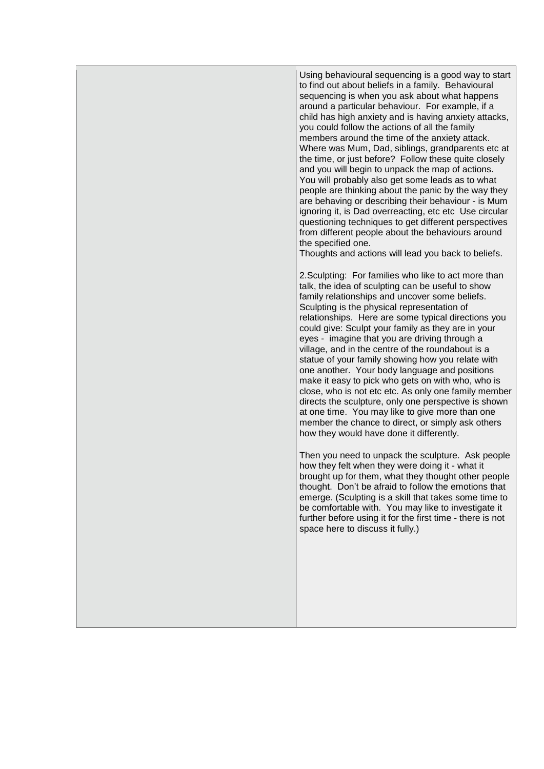| | |
|---|---|
| | Using behavioural sequencing is a good way to start to find out about beliefs in a family. Behavioural sequencing is when you ask about what happens around a particular behaviour. For example, if a child has high anxiety and is having anxiety attacks, you could follow the actions of all the family members around the time of the anxiety attack. Where was Mum, Dad, siblings, grandparents etc at the time, or just before? Follow these quite closely and you will begin to unpack the map of actions. You will probably also get some leads as to what people are thinking about the panic by the way they are behaving or describing their behaviour - is Mum ignoring it, is Dad overreacting, etc etc Use circular questioning techniques to get different perspectives from different people about the behaviours around the specified one.<br>Thoughts and actions will lead you back to beliefs.<br><br>2.Sculpting: For families who like to act more than talk, the idea of sculpting can be useful to show family relationships and uncover some beliefs. Sculpting is the physical representation of relationships. Here are some typical directions you could give: Sculpt your family as they are in your eyes - imagine that you are driving through a village, and in the centre of the roundabout is a statue of your family showing how you relate with one another. Your body language and positions make it easy to pick who gets on with who, who is close, who is not etc etc. As only one family member directs the sculpture, only one perspective is shown at one time. You may like to give more than one member the chance to direct, or simply ask others how they would have done it differently.<br><br>Then you need to unpack the sculpture. Ask people how they felt when they were doing it - what it brought up for them, what they thought other people thought. Don't be afraid to follow the emotions that emerge. (Sculpting is a skill that takes some time to be comfortable with. You may like to investigate it further before using it for the first time - there is not space here to discuss it fully.) |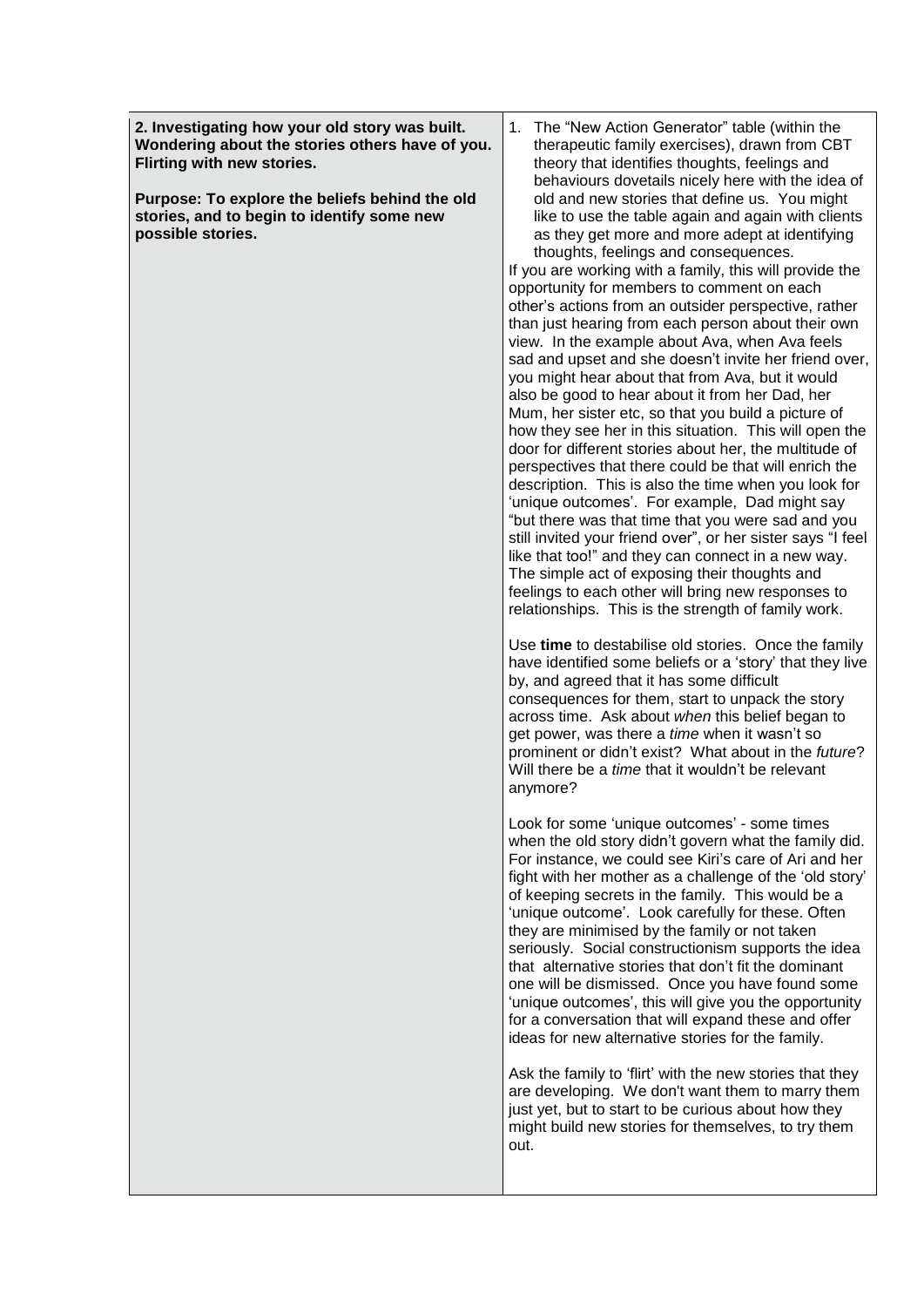| **2. Investigating how your old story was built. Wondering about the stories others have of you. Flirting with new stories.**<br><br>**Purpose: To explore the beliefs behind the old stories, and to begin to identify some new possible stories.** | 1. The "New Action Generator" table (within the therapeutic family exercises), drawn from CBT theory that identifies thoughts, feelings and behaviours dovetails nicely here with the idea of old and new stories that define us. You might like to use the table again and again with clients as they get more and more adept at identifying thoughts, feelings and consequences.<br>If you are working with a family, this will provide the opportunity for members to comment on each other's actions from an outsider perspective, rather than just hearing from each person about their own view. In the example about Ava, when Ava feels sad and upset and she doesn't invite her friend over, you might hear about that from Ava, but it would also be good to hear about it from her Dad, her Mum, her sister etc, so that you build a picture of how they see her in this situation. This will open the door for different stories about her, the multitude of perspectives that there could be that will enrich the description. This is also the time when you look for 'unique outcomes'. For example, Dad might say "but there was that time that you were sad and you still invited your friend over", or her sister says "I feel like that too!" and they can connect in a new way. The simple act of exposing their thoughts and feelings to each other will bring new responses to relationships. This is the strength of family work.<br><br>Use **time** to destabilise old stories. Once the family have identified some beliefs or a 'story' that they live by, and agreed that it has some difficult consequences for them, start to unpack the story across time. Ask about *when* this belief began to get power, was there a *time* when it wasn't so prominent or didn't exist? What about in the *future*? Will there be a *time* that it wouldn't be relevant anymore?<br><br>Look for some 'unique outcomes' - some times when the old story didn't govern what the family did. For instance, we could see Kiri's care of Ari and her fight with her mother as a challenge of the 'old story' of keeping secrets in the family. This would be a 'unique outcome'. Look carefully for these. Often they are minimised by the family or not taken seriously. Social constructionism supports the idea that alternative stories that don't fit the dominant one will be dismissed. Once you have found some 'unique outcomes', this will give you the opportunity for a conversation that will expand these and offer ideas for new alternative stories for the family.<br><br>Ask the family to 'flirt' with the new stories that they are developing. We don't want them to marry them just yet, but to start to be curious about how they might build new stories for themselves, to try them out. |
|---|---|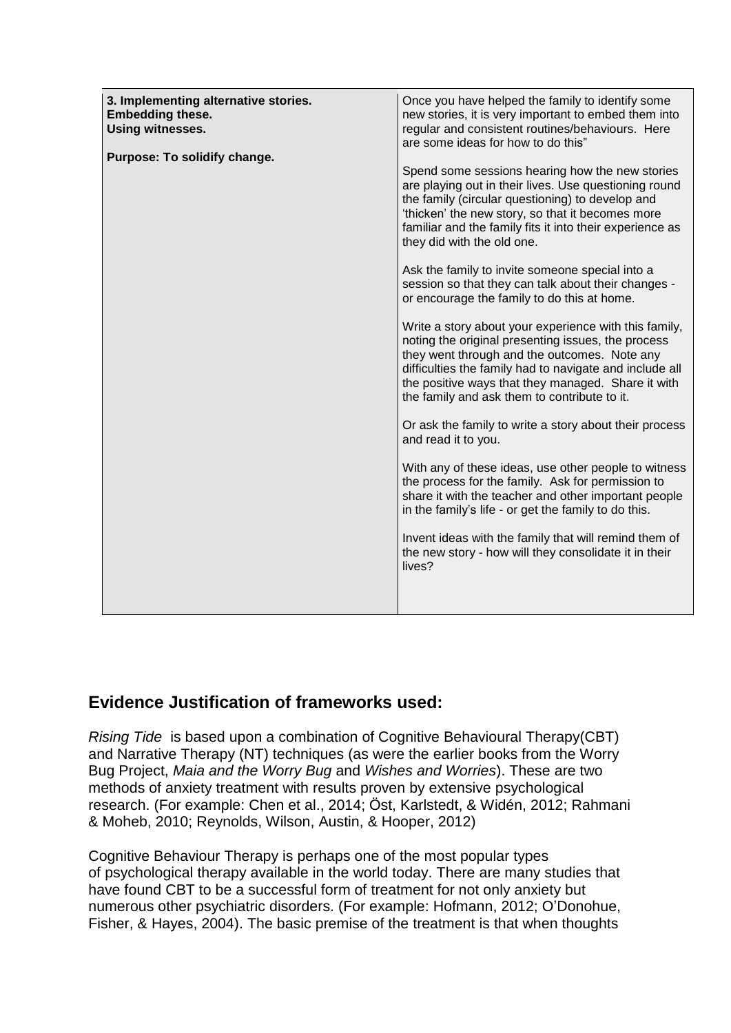| 3. Implementing alternative stories.<br>Embedding these.<br>Using witnesses.<br><br>Purpose: To solidify change. | Once you have helped the family to identify some new stories, it is very important to embed them into regular and consistent routines/behaviours. Here are some ideas for how to do this"<br><br>Spend some sessions hearing how the new stories are playing out in their lives. Use questioning round the family (circular questioning) to develop and 'thicken' the new story, so that it becomes more familiar and the family fits it into their experience as they did with the old one.<br><br>Ask the family to invite someone special into a session so that they can talk about their changes - or encourage the family to do this at home.<br><br>Write a story about your experience with this family, noting the original presenting issues, the process they went through and the outcomes. Note any difficulties the family had to navigate and include all the positive ways that they managed. Share it with the family and ask them to contribute to it.<br><br>Or ask the family to write a story about their process and read it to you.<br><br>With any of these ideas, use other people to witness the process for the family. Ask for permission to share it with the teacher and other important people in the family's life - or get the family to do this.<br><br>Invent ideas with the family that will remind them of the new story - how will they consolidate it in their lives? |
|---|---|

## Evidence Justification of frameworks used:

*Rising Tide* is based upon a combination of Cognitive Behavioural Therapy(CBT) and Narrative Therapy (NT) techniques (as were the earlier books from the Worry Bug Project, *Maia and the Worry Bug* and *Wishes and Worries*). These are two methods of anxiety treatment with results proven by extensive psychological research. (For example: Chen et al., 2014; Öst, Karlstedt, & Widén, 2012; Rahmani & Moheb, 2010; Reynolds, Wilson, Austin, & Hooper, 2012)

Cognitive Behaviour Therapy is perhaps one of the most popular types of psychological therapy available in the world today. There are many studies that have found CBT to be a successful form of treatment for not only anxiety but numerous other psychiatric disorders. (For example: Hofmann, 2012; O'Donohue, Fisher, & Hayes, 2004). The basic premise of the treatment is that when thoughts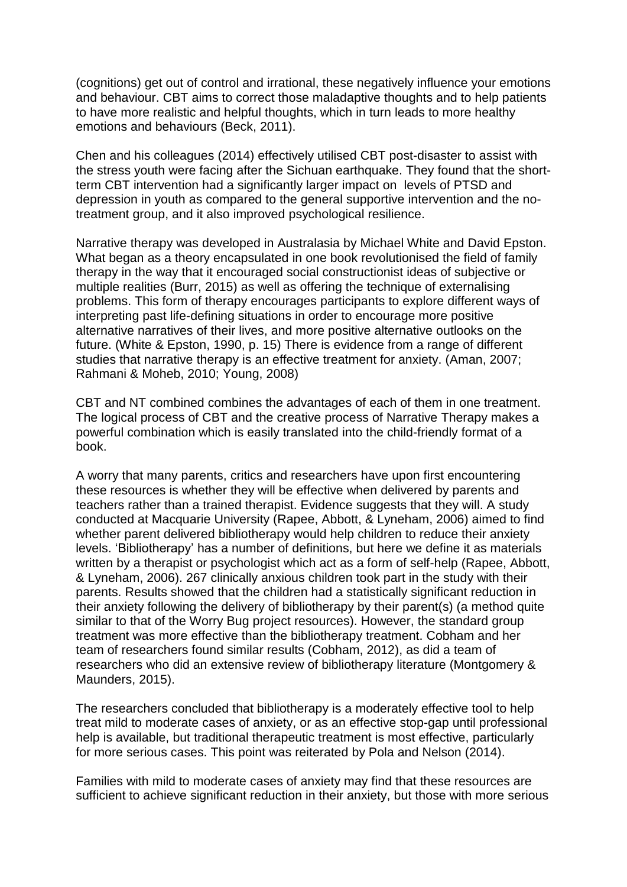(cognitions) get out of control and irrational, these negatively influence your emotions and behaviour. CBT aims to correct those maladaptive thoughts and to help patients to have more realistic and helpful thoughts, which in turn leads to more healthy emotions and behaviours (Beck, 2011).

Chen and his colleagues (2014) effectively utilised CBT post-disaster to assist with the stress youth were facing after the Sichuan earthquake. They found that the short-term CBT intervention had a significantly larger impact on levels of PTSD and depression in youth as compared to the general supportive intervention and the no-treatment group, and it also improved psychological resilience.

Narrative therapy was developed in Australasia by Michael White and David Epston. What began as a theory encapsulated in one book revolutionised the field of family therapy in the way that it encouraged social constructionist ideas of subjective or multiple realities (Burr, 2015) as well as offering the technique of externalising problems. This form of therapy encourages participants to explore different ways of interpreting past life-defining situations in order to encourage more positive alternative narratives of their lives, and more positive alternative outlooks on the future. (White & Epston, 1990, p. 15) There is evidence from a range of different studies that narrative therapy is an effective treatment for anxiety. (Aman, 2007; Rahmani & Moheb, 2010; Young, 2008)

CBT and NT combined combines the advantages of each of them in one treatment. The logical process of CBT and the creative process of Narrative Therapy makes a powerful combination which is easily translated into the child-friendly format of a book.

A worry that many parents, critics and researchers have upon first encountering these resources is whether they will be effective when delivered by parents and teachers rather than a trained therapist. Evidence suggests that they will. A study conducted at Macquarie University (Rapee, Abbott, & Lyneham, 2006) aimed to find whether parent delivered bibliotherapy would help children to reduce their anxiety levels. 'Bibliotherapy' has a number of definitions, but here we define it as materials written by a therapist or psychologist which act as a form of self-help (Rapee, Abbott, & Lyneham, 2006). 267 clinically anxious children took part in the study with their parents. Results showed that the children had a statistically significant reduction in their anxiety following the delivery of bibliotherapy by their parent(s) (a method quite similar to that of the Worry Bug project resources). However, the standard group treatment was more effective than the bibliotherapy treatment. Cobham and her team of researchers found similar results (Cobham, 2012), as did a team of researchers who did an extensive review of bibliotherapy literature (Montgomery & Maunders, 2015).

The researchers concluded that bibliotherapy is a moderately effective tool to help treat mild to moderate cases of anxiety, or as an effective stop-gap until professional help is available, but traditional therapeutic treatment is most effective, particularly for more serious cases. This point was reiterated by Pola and Nelson (2014).

Families with mild to moderate cases of anxiety may find that these resources are sufficient to achieve significant reduction in their anxiety, but those with more serious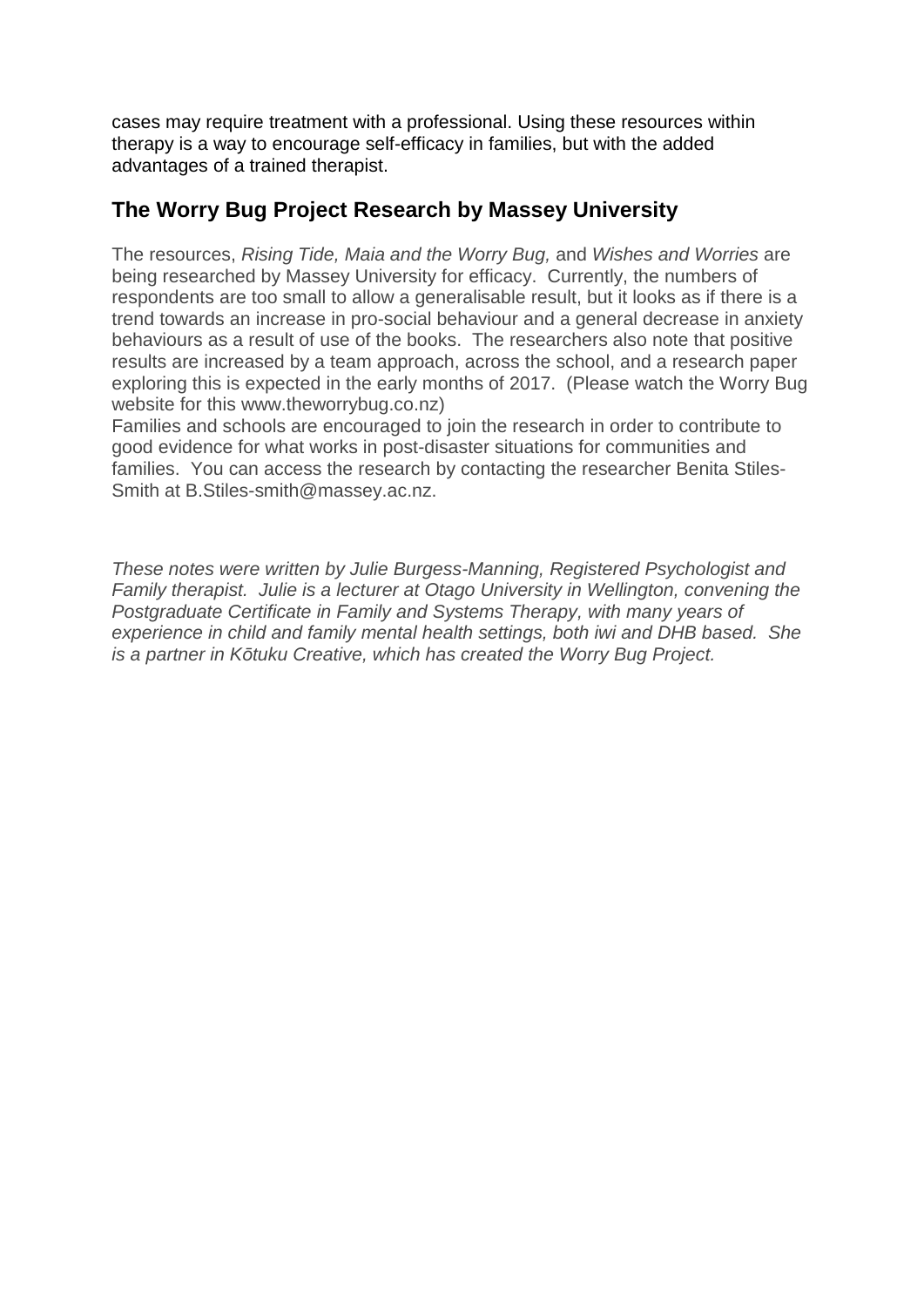cases may require treatment with a professional. Using these resources within therapy is a way to encourage self-efficacy in families, but with the added advantages of a trained therapist.

## The Worry Bug Project Research by Massey University

The resources, *Rising Tide, Maia and the Worry Bug,* and *Wishes and Worries* are being researched by Massey University for efficacy. Currently, the numbers of respondents are too small to allow a generalisable result, but it looks as if there is a trend towards an increase in pro-social behaviour and a general decrease in anxiety behaviours as a result of use of the books. The researchers also note that positive results are increased by a team approach, across the school, and a research paper exploring this is expected in the early months of 2017. (Please watch the Worry Bug website for this www.theworrybug.co.nz)
Families and schools are encouraged to join the research in order to contribute to good evidence for what works in post-disaster situations for communities and families. You can access the research by contacting the researcher Benita Stiles-Smith at B.Stiles-smith@massey.ac.nz.

*These notes were written by Julie Burgess-Manning, Registered Psychologist and Family therapist. Julie is a lecturer at Otago University in Wellington, convening the Postgraduate Certificate in Family and Systems Therapy, with many years of experience in child and family mental health settings, both iwi and DHB based. She is a partner in Kōtuku Creative, which has created the Worry Bug Project.*